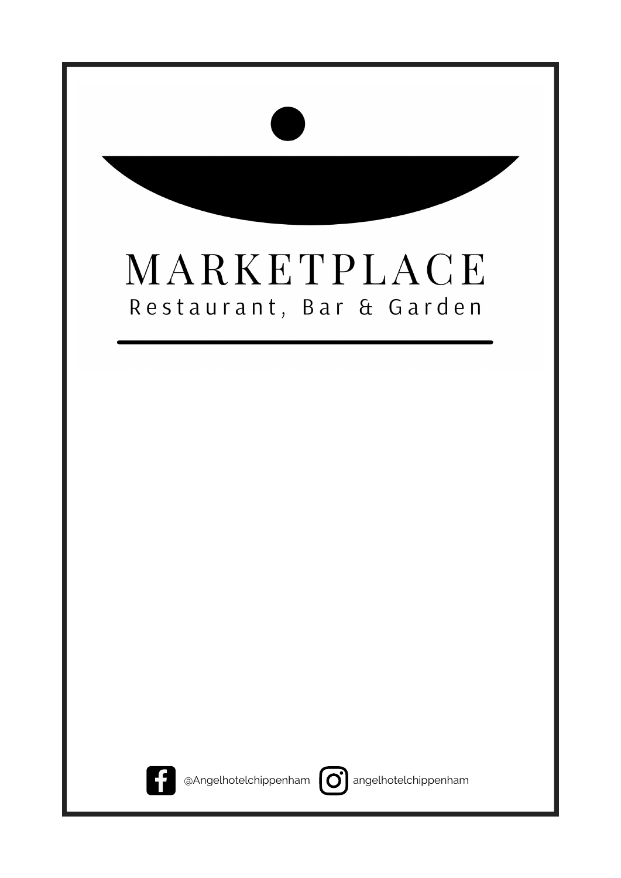# MARKETPLACE

Restaurant, Bar & Garden

---

@Angelhotelchippenham angelhotelchippenham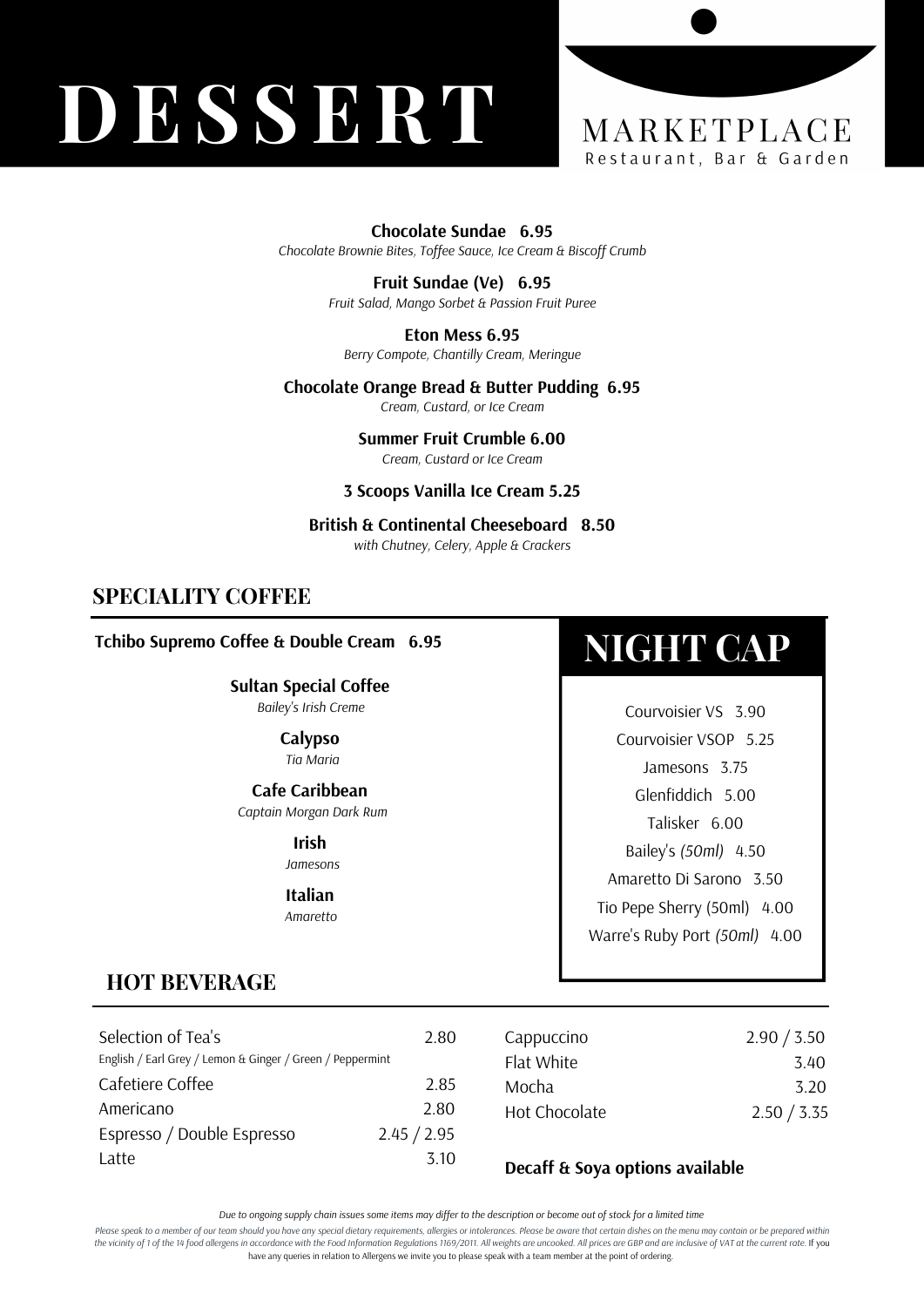# DESSERT

MARKETPLACE
Restaurant, Bar & Garden

**Chocolate Sundae 6.95**
*Chocolate Brownie Bites, Toffee Sauce, Ice Cream & Biscoff Crumb*

**Fruit Sundae (Ve) 6.95**
*Fruit Salad, Mango Sorbet & Passion Fruit Puree*

**Eton Mess 6.95**
*Berry Compote, Chantilly Cream, Meringue*

**Chocolate Orange Bread & Butter Pudding 6.95**
*Cream, Custard, or Ice Cream*

**Summer Fruit Crumble 6.00**
*Cream, Custard or Ice Cream*

**3 Scoops Vanilla Ice Cream 5.25**

**British & Continental Cheeseboard 8.50**
*with Chutney, Celery, Apple & Crackers*

## SPECIALITY COFFEE

**Tchibo Supremo Coffee & Double Cream 6.95**

**Sultan Special Coffee**
*Bailey's Irish Creme*

**Calypso**
*Tia Maria*

**Cafe Caribbean**
*Captain Morgan Dark Rum*

**Irish**
*Jamesons*

**Italian**
*Amaretto*

## NIGHT CAP

Courvoisier VS 3.90
Courvoisier VSOP 5.25
Jamesons 3.75
Glenfiddich 5.00
Talisker 6.00
Bailey's *(50ml)* 4.50
Amaretto Di Sarono 3.50
Tio Pepe Sherry (50ml) 4.00
Warre's Ruby Port *(50ml)* 4.00

## HOT BEVERAGE

| | |
|---|---|
| Selection of Tea's<br>English / Earl Grey / Lemon & Ginger / Green / Peppermint | 2.80 |
| Cafetiere Coffee | 2.85 |
| Americano | 2.80 |
| Espresso / Double Espresso | 2.45 / 2.95 |
| Latte | 3.10 |
| Cappuccino | 2.90 / 3.50 |
| Flat White | 3.40 |
| Mocha | 3.20 |
| Hot Chocolate | 2.50 / 3.35 |

**Decaff & Soya options available**

*Due to ongoing supply chain issues some items may differ to the description or become out of stock for a limited time*

*Please speak to a member of our team should you have any special dietary requirements, allergies or intolerances. Please be aware that certain dishes on the menu may contain or be prepared within the vicinity of 1 of the 14 food allergens in accordance with the Food Information Regulations 1169/2011. All weights are uncooked. All prices are GBP and are inclusive of VAT at the current rate.* If you have any queries in relation to Allergens we invite you to please speak with a team member at the point of ordering.